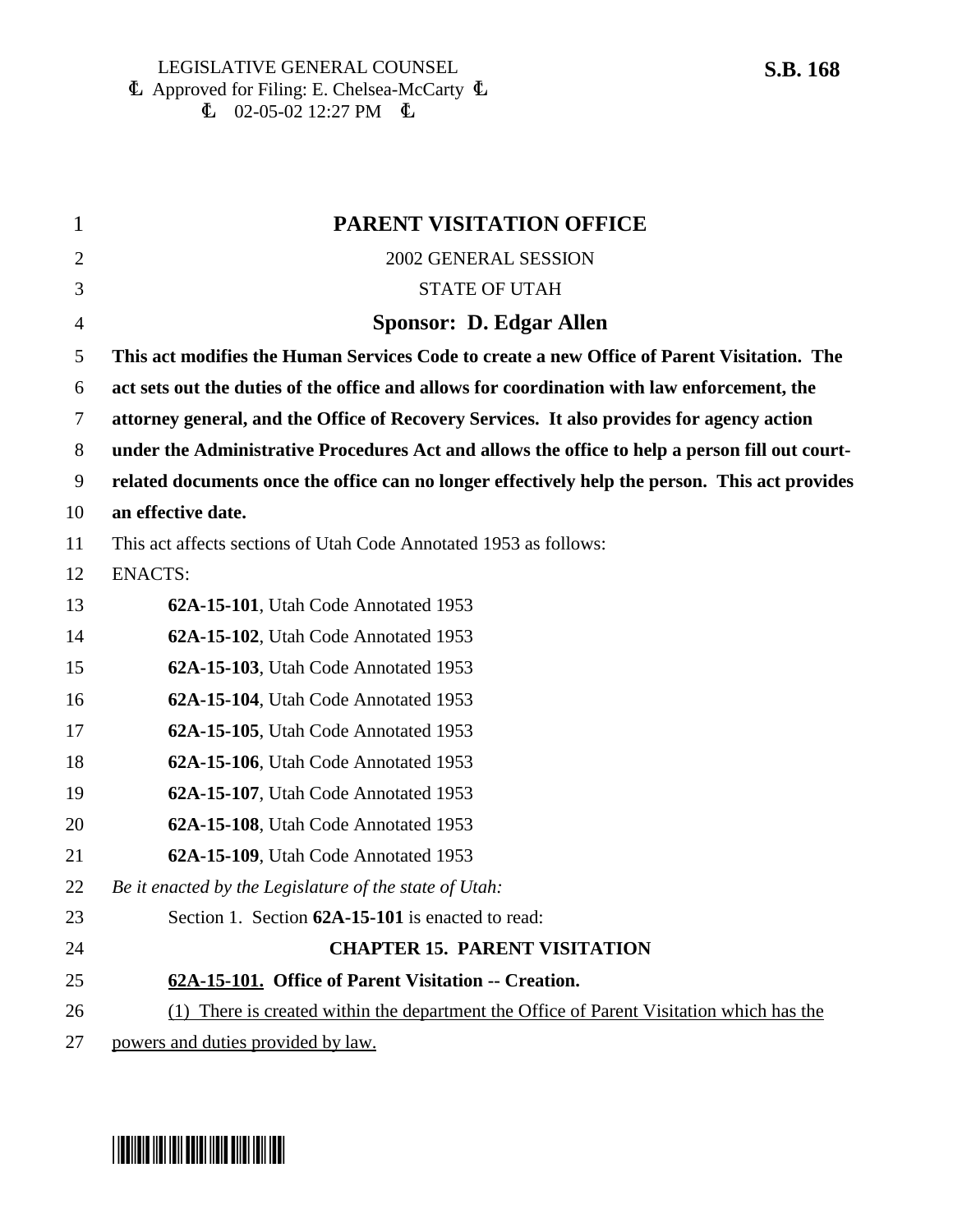LEGISLATIVE GENERAL COUNSEL
Ⱡ Approved for Filing: E. Chelsea-McCarty Ⱡ
Ⱡ 02-05-02 12:27 PM Ⱡ

**S.B. 168**

# PARENT VISITATION OFFICE

2002 GENERAL SESSION

STATE OF UTAH

## Sponsor: D. Edgar Allen

**This act modifies the Human Services Code to create a new Office of Parent Visitation. The act sets out the duties of the office and allows for coordination with law enforcement, the attorney general, and the Office of Recovery Services. It also provides for agency action under the Administrative Procedures Act and allows the office to help a person fill out court-related documents once the office can no longer effectively help the person. This act provides an effective date.**

This act affects sections of Utah Code Annotated 1953 as follows:

ENACTS:

**62A-15-101**, Utah Code Annotated 1953
**62A-15-102**, Utah Code Annotated 1953
**62A-15-103**, Utah Code Annotated 1953
**62A-15-104**, Utah Code Annotated 1953
**62A-15-105**, Utah Code Annotated 1953
**62A-15-106**, Utah Code Annotated 1953
**62A-15-107**, Utah Code Annotated 1953
**62A-15-108**, Utah Code Annotated 1953
**62A-15-109**, Utah Code Annotated 1953

*Be it enacted by the Legislature of the state of Utah:*

Section 1. Section **62A-15-101** is enacted to read:

**CHAPTER 15. PARENT VISITATION**

**62A-15-101. Office of Parent Visitation -- Creation.**

(1) There is created within the department the Office of Parent Visitation which has the powers and duties provided by law.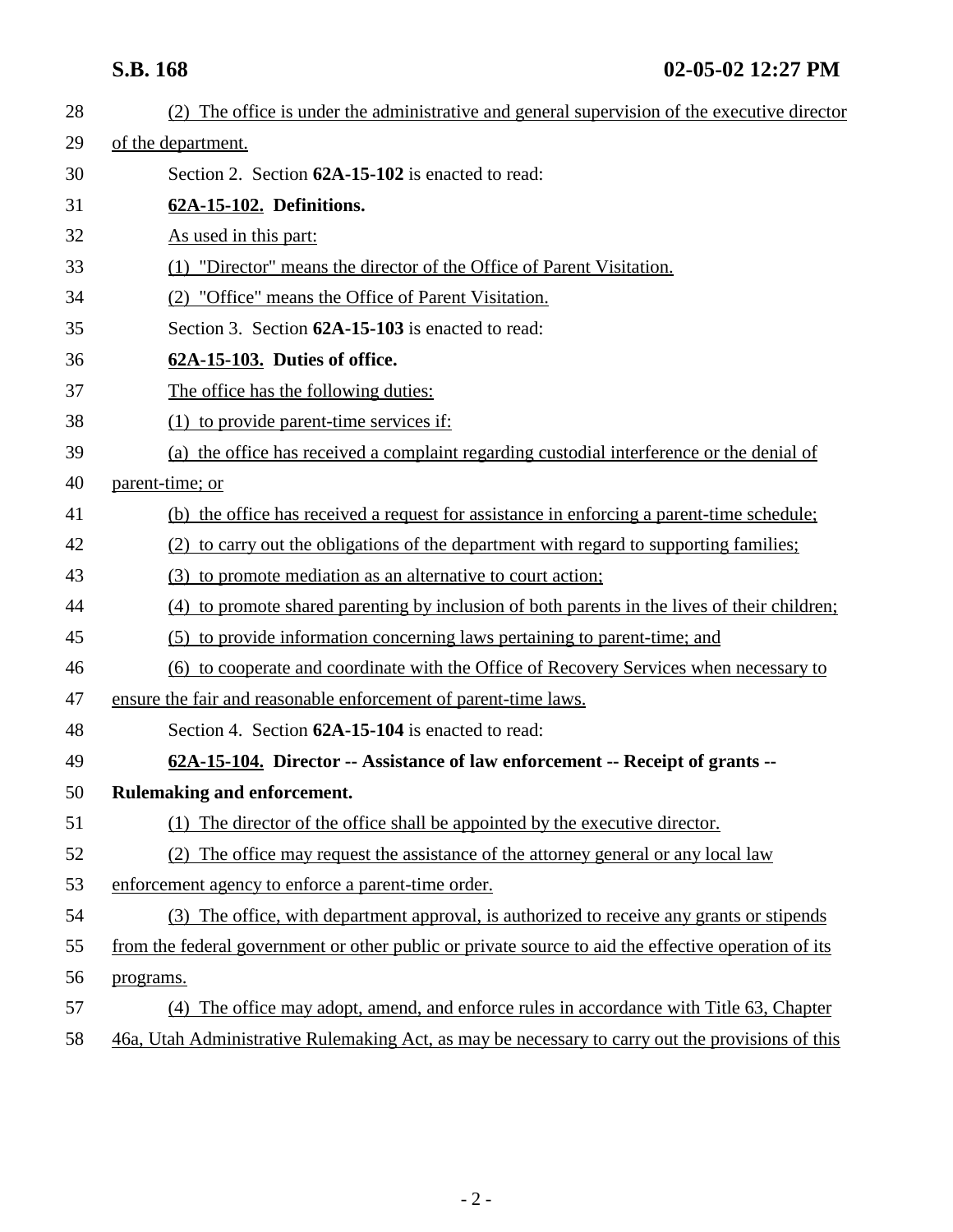(2) The office is under the administrative and general supervision of the executive director of the department.

Section 2. Section **62A-15-102** is enacted to read:

**62A-15-102. Definitions.**

As used in this part:

(1) "Director" means the director of the Office of Parent Visitation.

(2) "Office" means the Office of Parent Visitation.

Section 3. Section **62A-15-103** is enacted to read:

**62A-15-103. Duties of office.**

The office has the following duties:

(1) to provide parent-time services if:

(a) the office has received a complaint regarding custodial interference or the denial of parent-time; or

(b) the office has received a request for assistance in enforcing a parent-time schedule;

(2) to carry out the obligations of the department with regard to supporting families;

(3) to promote mediation as an alternative to court action;

(4) to promote shared parenting by inclusion of both parents in the lives of their children;

(5) to provide information concerning laws pertaining to parent-time; and

(6) to cooperate and coordinate with the Office of Recovery Services when necessary to ensure the fair and reasonable enforcement of parent-time laws.

Section 4. Section **62A-15-104** is enacted to read:

**62A-15-104. Director -- Assistance of law enforcement -- Receipt of grants -- Rulemaking and enforcement.**

(1) The director of the office shall be appointed by the executive director.

(2) The office may request the assistance of the attorney general or any local law enforcement agency to enforce a parent-time order.

(3) The office, with department approval, is authorized to receive any grants or stipends from the federal government or other public or private source to aid the effective operation of its programs.

(4) The office may adopt, amend, and enforce rules in accordance with Title 63, Chapter 46a, Utah Administrative Rulemaking Act, as may be necessary to carry out the provisions of this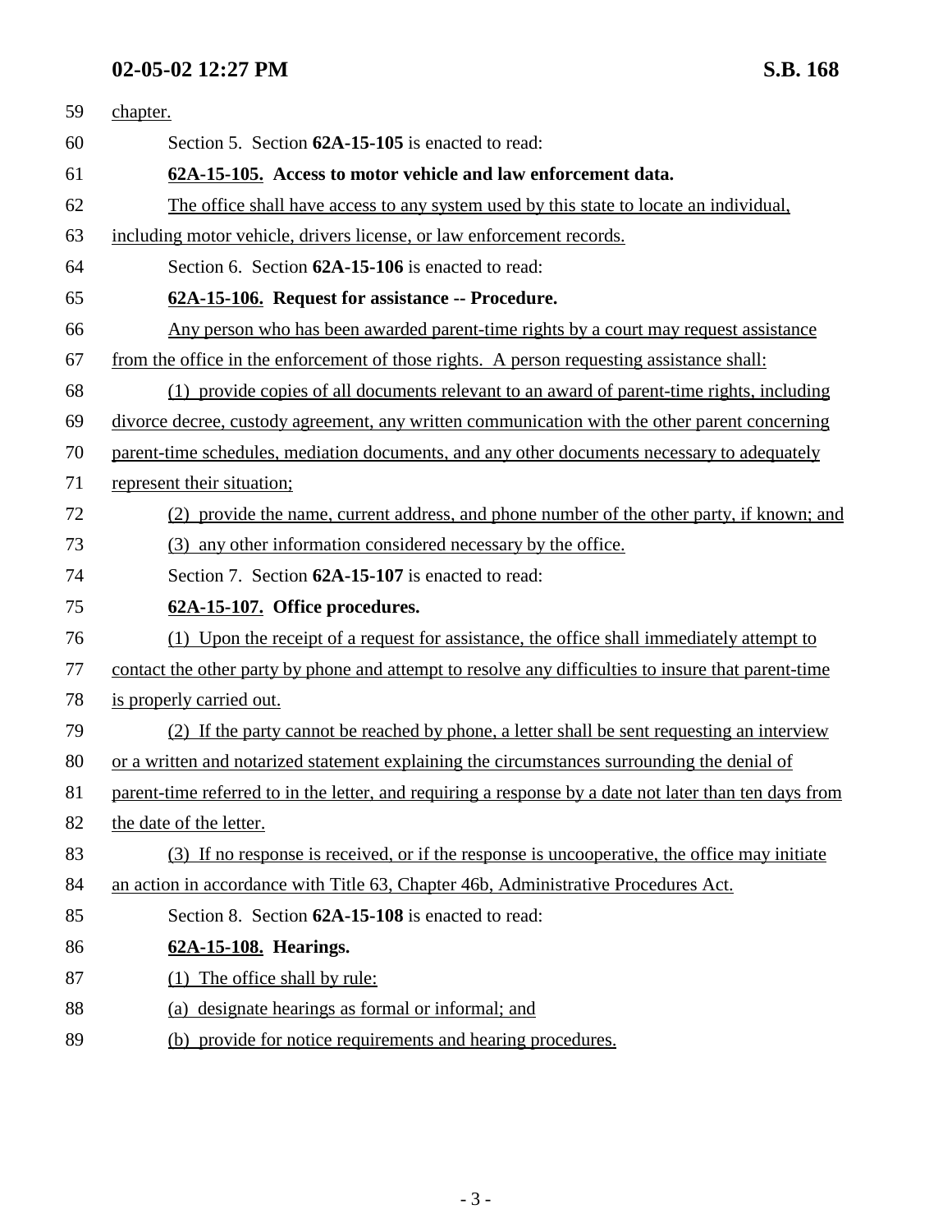chapter.

Section 5. Section **62A-15-105** is enacted to read:

**62A-15-105. Access to motor vehicle and law enforcement data.**

The office shall have access to any system used by this state to locate an individual, including motor vehicle, drivers license, or law enforcement records.

Section 6. Section **62A-15-106** is enacted to read:

**62A-15-106. Request for assistance -- Procedure.**

Any person who has been awarded parent-time rights by a court may request assistance from the office in the enforcement of those rights. A person requesting assistance shall:

(1) provide copies of all documents relevant to an award of parent-time rights, including divorce decree, custody agreement, any written communication with the other parent concerning parent-time schedules, mediation documents, and any other documents necessary to adequately represent their situation;

(2) provide the name, current address, and phone number of the other party, if known; and

(3) any other information considered necessary by the office.

Section 7. Section **62A-15-107** is enacted to read:

**62A-15-107. Office procedures.**

(1) Upon the receipt of a request for assistance, the office shall immediately attempt to contact the other party by phone and attempt to resolve any difficulties to insure that parent-time is properly carried out.

(2) If the party cannot be reached by phone, a letter shall be sent requesting an interview or a written and notarized statement explaining the circumstances surrounding the denial of parent-time referred to in the letter, and requiring a response by a date not later than ten days from the date of the letter.

(3) If no response is received, or if the response is uncooperative, the office may initiate an action in accordance with Title 63, Chapter 46b, Administrative Procedures Act.

Section 8. Section **62A-15-108** is enacted to read:

**62A-15-108. Hearings.**

(1) The office shall by rule:

(a) designate hearings as formal or informal; and

(b) provide for notice requirements and hearing procedures.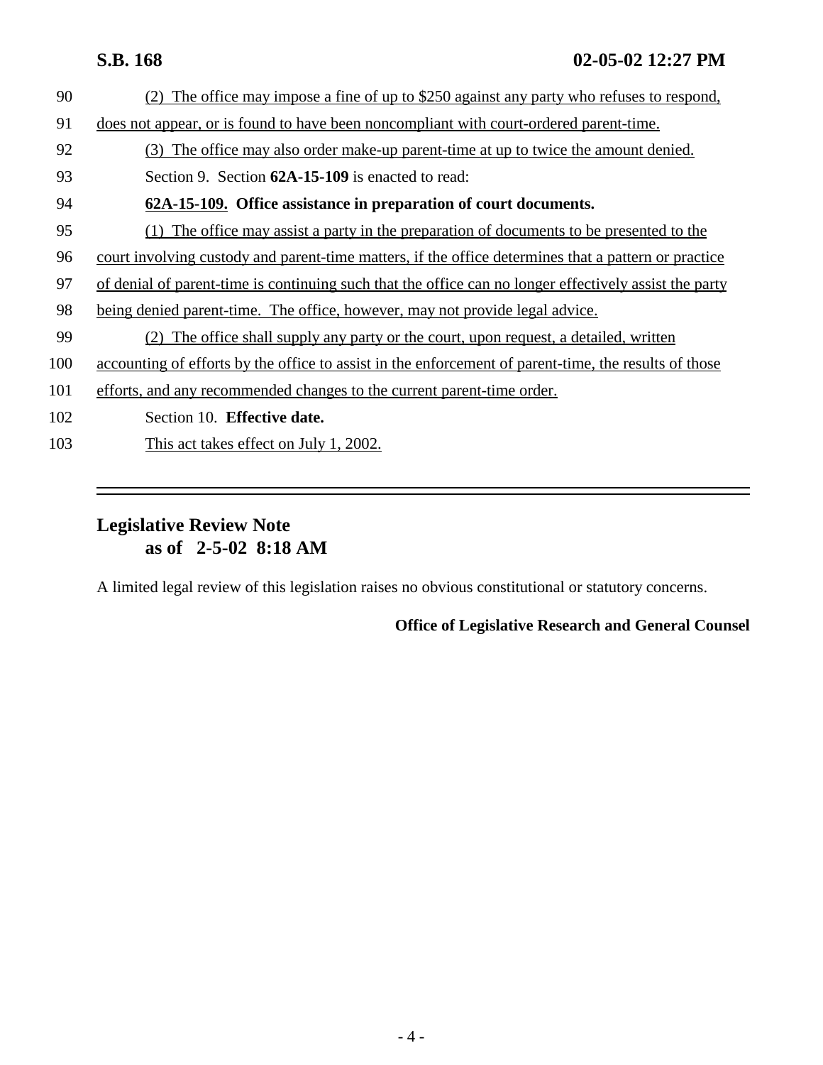(2) The office may impose a fine of up to $250 against any party who refuses to respond, does not appear, or is found to have been noncompliant with court-ordered parent-time.

(3) The office may also order make-up parent-time at up to twice the amount denied.

Section 9. Section **62A-15-109** is enacted to read:

**62A-15-109. Office assistance in preparation of court documents.**

(1) The office may assist a party in the preparation of documents to be presented to the court involving custody and parent-time matters, if the office determines that a pattern or practice of denial of parent-time is continuing such that the office can no longer effectively assist the party being denied parent-time. The office, however, may not provide legal advice.

(2) The office shall supply any party or the court, upon request, a detailed, written accounting of efforts by the office to assist in the enforcement of parent-time, the results of those efforts, and any recommended changes to the current parent-time order.

Section 10. **Effective date.**

This act takes effect on July 1, 2002.

---

## Legislative Review Note
### as of 2-5-02 8:18 AM

A limited legal review of this legislation raises no obvious constitutional or statutory concerns.

**Office of Legislative Research and General Counsel**